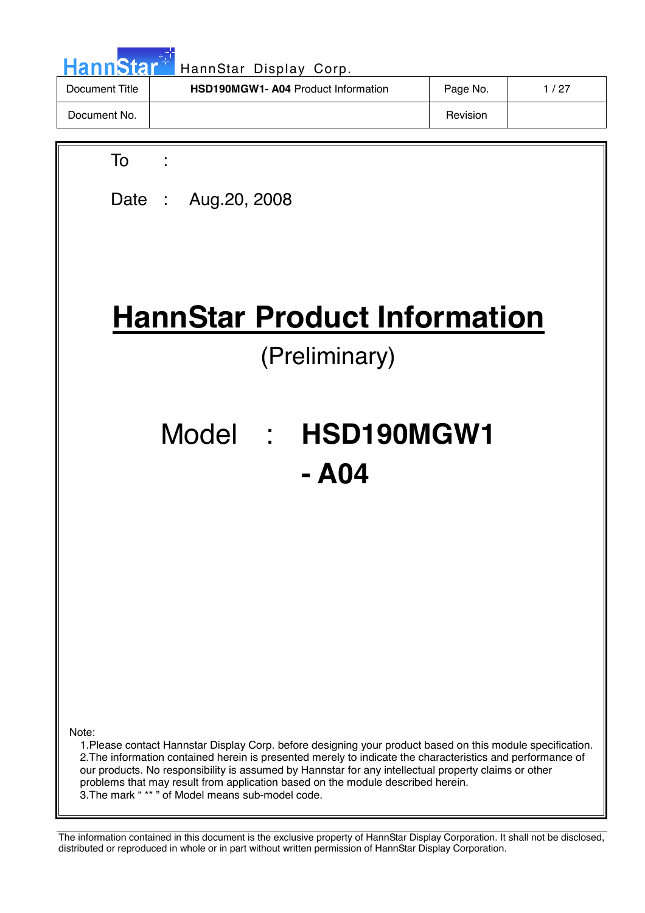| Document Title | **HSD190MGW1- A04** Product Information | Page No. | 1 / 27 |
|---|---|---|---|
| Document No. | | Revision | |

To :

Date : Aug.20, 2008

# HannStar Product Information

(Preliminary)

## Model : HSD190MGW1 - A04

Note:

1. Please contact Hannstar Display Corp. before designing your product based on this module specification.
2. The information contained herein is presented merely to indicate the characteristics and performance of our products. No responsibility is assumed by Hannstar for any intellectual property claims or other problems that may result from application based on the module described herein.
3. The mark " ** " of Model means sub-model code.

The information contained in this document is the exclusive property of HannStar Display Corporation. It shall not be disclosed, distributed or reproduced in whole or in part without written permission of HannStar Display Corporation.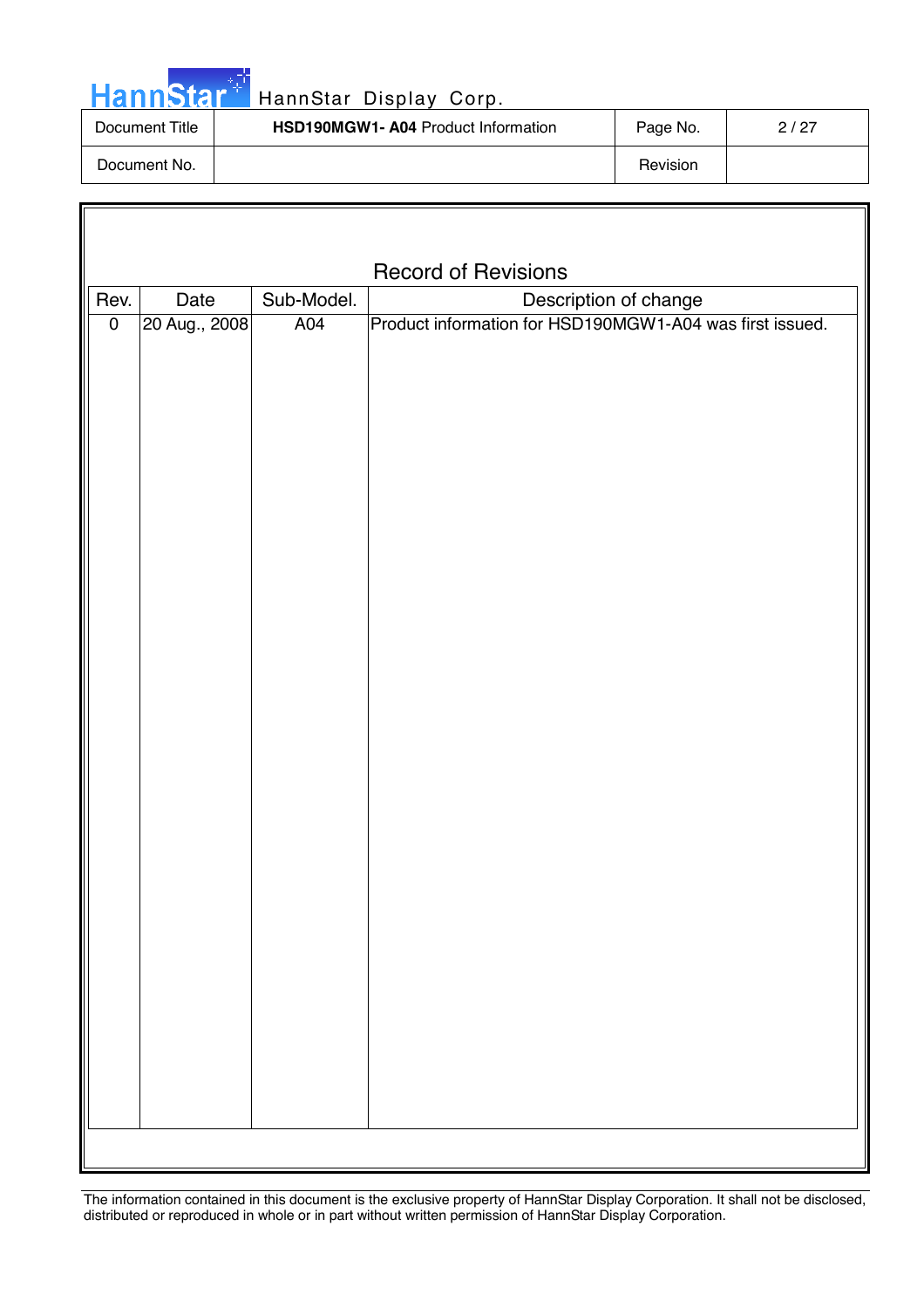## Record of Revisions

| Rev. | Date | Sub-Model. | Description of change |
|---|---|---|---|
| 0 | 20 Aug., 2008 | A04 | Product information for HSD190MGW1-A04 was first issued. |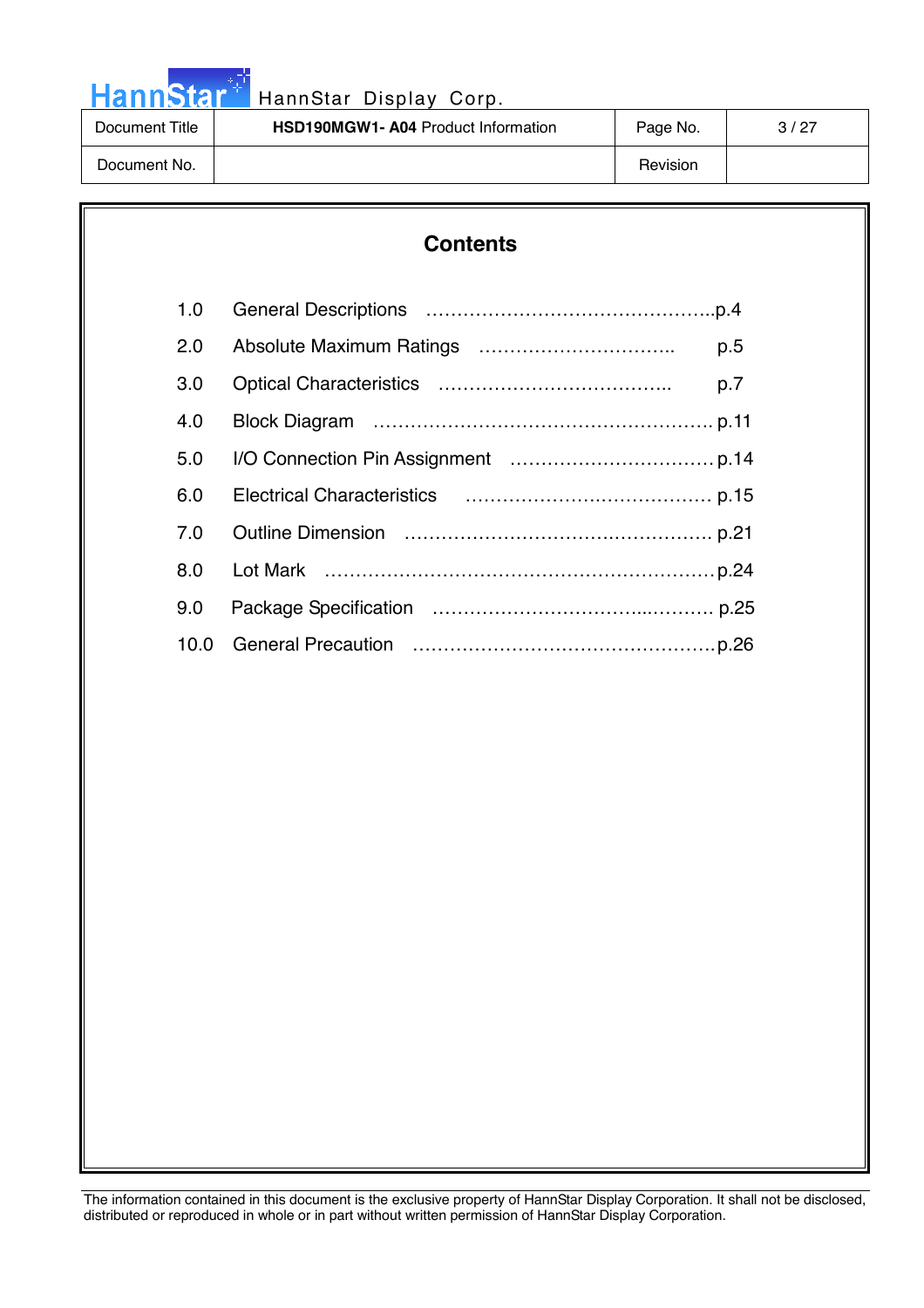# Contents

| | | |
|---|---|---|
| 1.0 | General Descriptions | p.4 |
| 2.0 | Absolute Maximum Ratings | p.5 |
| 3.0 | Optical Characteristics | p.7 |
| 4.0 | Block Diagram | p.11 |
| 5.0 | I/O Connection Pin Assignment | p.14 |
| 6.0 | Electrical Characteristics | p.15 |
| 7.0 | Outline Dimension | p.21 |
| 8.0 | Lot Mark | p.24 |
| 9.0 | Package Specification | p.25 |
| 10.0 | General Precaution | p.26 |

The information contained in this document is the exclusive property of HannStar Display Corporation. It shall not be disclosed, distributed or reproduced in whole or in part without written permission of HannStar Display Corporation.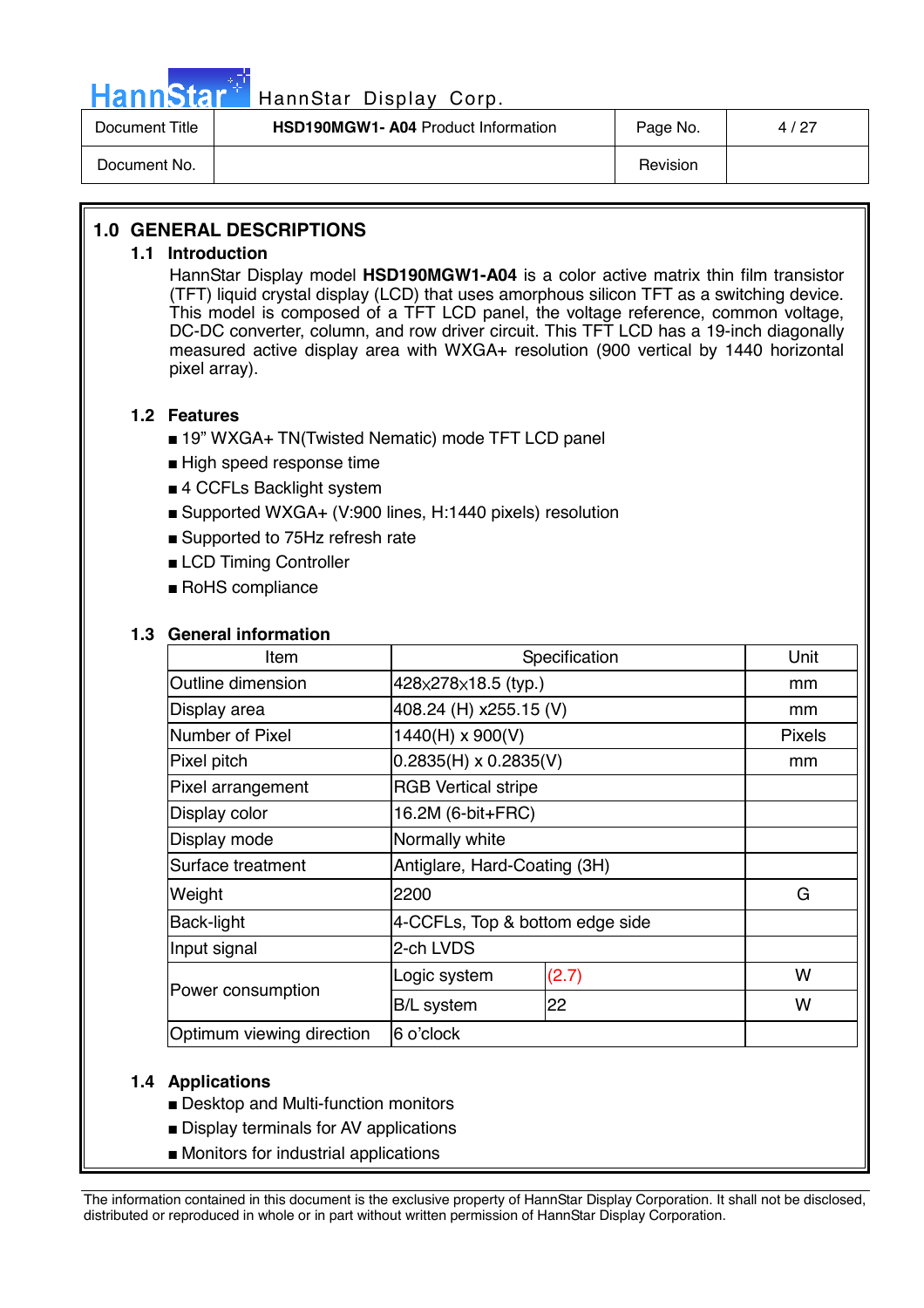# 1.0 GENERAL DESCRIPTIONS

## 1.1 Introduction

HannStar Display model **HSD190MGW1-A04** is a color active matrix thin film transistor (TFT) liquid crystal display (LCD) that uses amorphous silicon TFT as a switching device. This model is composed of a TFT LCD panel, the voltage reference, common voltage, DC-DC converter, column, and row driver circuit. This TFT LCD has a 19-inch diagonally measured active display area with WXGA+ resolution (900 vertical by 1440 horizontal pixel array).

## 1.2 Features

- 19" WXGA+ TN(Twisted Nematic) mode TFT LCD panel
- High speed response time
- 4 CCFLs Backlight system
- Supported WXGA+ (V:900 lines, H:1440 pixels) resolution
- Supported to 75Hz refresh rate
- LCD Timing Controller
- RoHS compliance

## 1.3 General information

| Item | Specification | | Unit |
|---|---|---|---|
| Outline dimension | 428x278x18.5 (typ.) | | mm |
| Display area | 408.24 (H) x255.15 (V) | | mm |
| Number of Pixel | 1440(H) x 900(V) | | Pixels |
| Pixel pitch | 0.2835(H) x 0.2835(V) | | mm |
| Pixel arrangement | RGB Vertical stripe | | |
| Display color | 16.2M (6-bit+FRC) | | |
| Display mode | Normally white | | |
| Surface treatment | Antiglare, Hard-Coating (3H) | | |
| Weight | 2200 | | G |
| Back-light | 4-CCFLs, Top & bottom edge side | | |
| Input signal | 2-ch LVDS | | |
| Power consumption | Logic system | (2.7) | W |
| | B/L system | 22 | W |
| Optimum viewing direction | 6 o'clock | | |

## 1.4 Applications

- Desktop and Multi-function monitors
- Display terminals for AV applications
- Monitors for industrial applications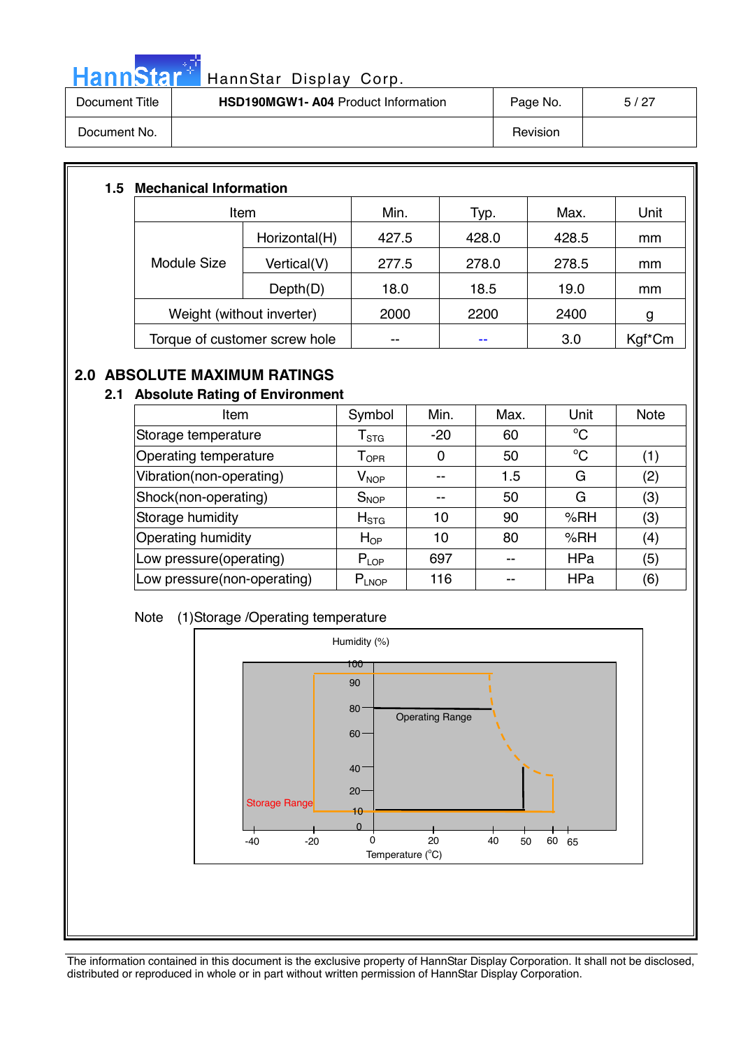### 1.5 Mechanical Information

| Item | | Min. | Typ. | Max. | Unit |
|---|---|---|---|---|---|
| Module Size | Horizontal(H) | 427.5 | 428.0 | 428.5 | mm |
| | Vertical(V) | 277.5 | 278.0 | 278.5 | mm |
| | Depth(D) | 18.0 | 18.5 | 19.0 | mm |
| Weight (without inverter) | | 2000 | 2200 | 2400 | g |
| Torque of customer screw hole | | -- | -- | 3.0 | Kgf*Cm |

## 2.0 ABSOLUTE MAXIMUM RATINGS

### 2.1 Absolute Rating of Environment

| Item | Symbol | Min. | Max. | Unit | Note |
|---|---|---|---|---|---|
| Storage temperature | $T_{STG}$ | -20 | 60 | °C | |
| Operating temperature | $T_{OPR}$ | 0 | 50 | °C | (1) |
| Vibration(non-operating) | $V_{NOP}$ | -- | 1.5 | G | (2) |
| Shock(non-operating) | $S_{NOP}$ | -- | 50 | G | (3) |
| Storage humidity | $H_{STG}$ | 10 | 90 | %RH | (3) |
| Operating humidity | $H_{OP}$ | 10 | 80 | %RH | (4) |
| Low pressure(operating) | $P_{LOP}$ | 697 | -- | HPa | (5) |
| Low pressure(non-operating) | $P_{LNOP}$ | 116 | -- | HPa | (6) |

Note (1)Storage /Operating temperature

Humidity (%)

100
90
80
60
40
20
10
0

Operating Range

Storage Range

-40 -20 0 20 40 50 60 65

Temperature (°C)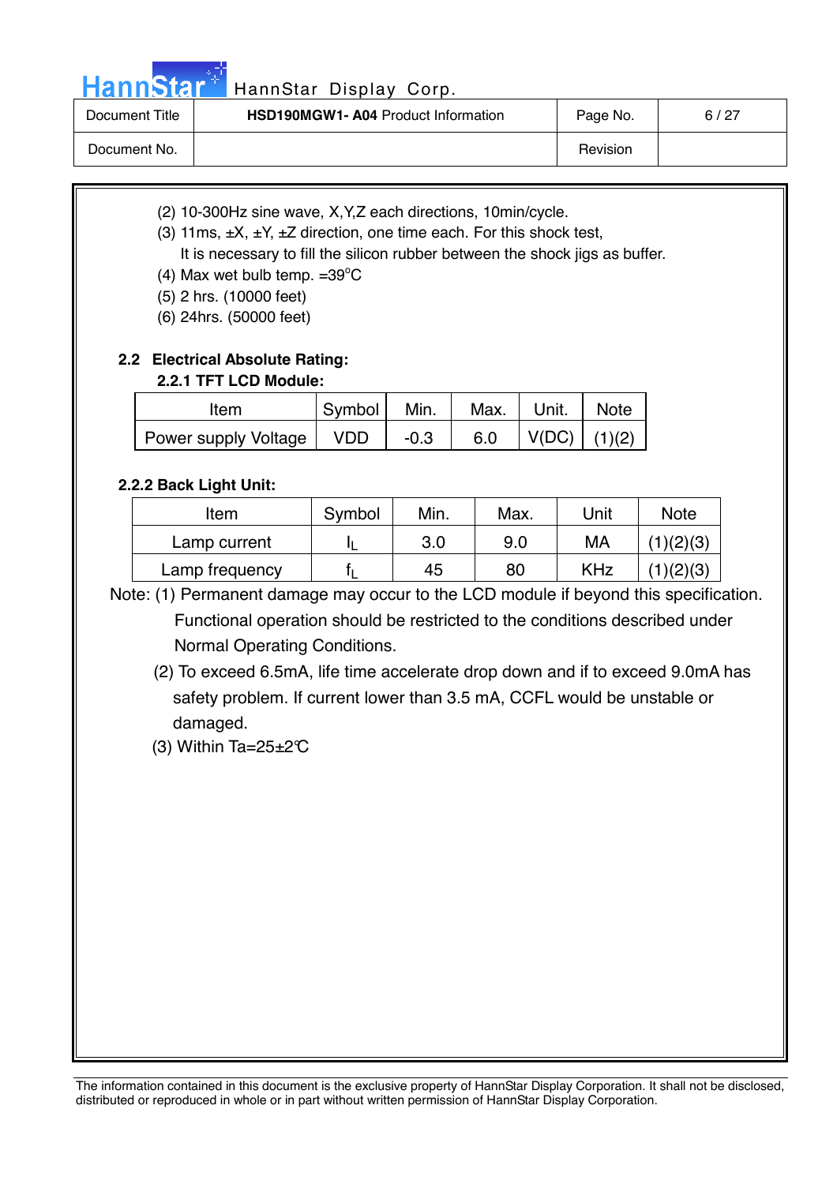(2) 10-300Hz sine wave, X,Y,Z each directions, 10min/cycle.

(3) 11ms, ±X, ±Y, ±Z direction, one time each. For this shock test,
  It is necessary to fill the silicon rubber between the shock jigs as buffer.

(4) Max wet bulb temp. =39°C

(5) 2 hrs. (10000 feet)

(6) 24hrs. (50000 feet)

## 2.2 Electrical Absolute Rating:

### 2.2.1 TFT LCD Module:

| Item | Symbol | Min. | Max. | Unit. | Note |
|---|---|---|---|---|---|
| Power supply Voltage | VDD | -0.3 | 6.0 | V(DC) | (1)(2) |

### 2.2.2 Back Light Unit:

| Item | Symbol | Min. | Max. | Unit | Note |
|---|---|---|---|---|---|
| Lamp current | $I_L$ | 3.0 | 9.0 | MA | (1)(2)(3) |
| Lamp frequency | $f_L$ | 45 | 80 | KHz | (1)(2)(3) |

Note: (1) Permanent damage may occur to the LCD module if beyond this specification. Functional operation should be restricted to the conditions described under Normal Operating Conditions.

(2) To exceed 6.5mA, life time accelerate drop down and if to exceed 9.0mA has safety problem. If current lower than 3.5 mA, CCFL would be unstable or damaged.

(3) Within Ta=25±2℃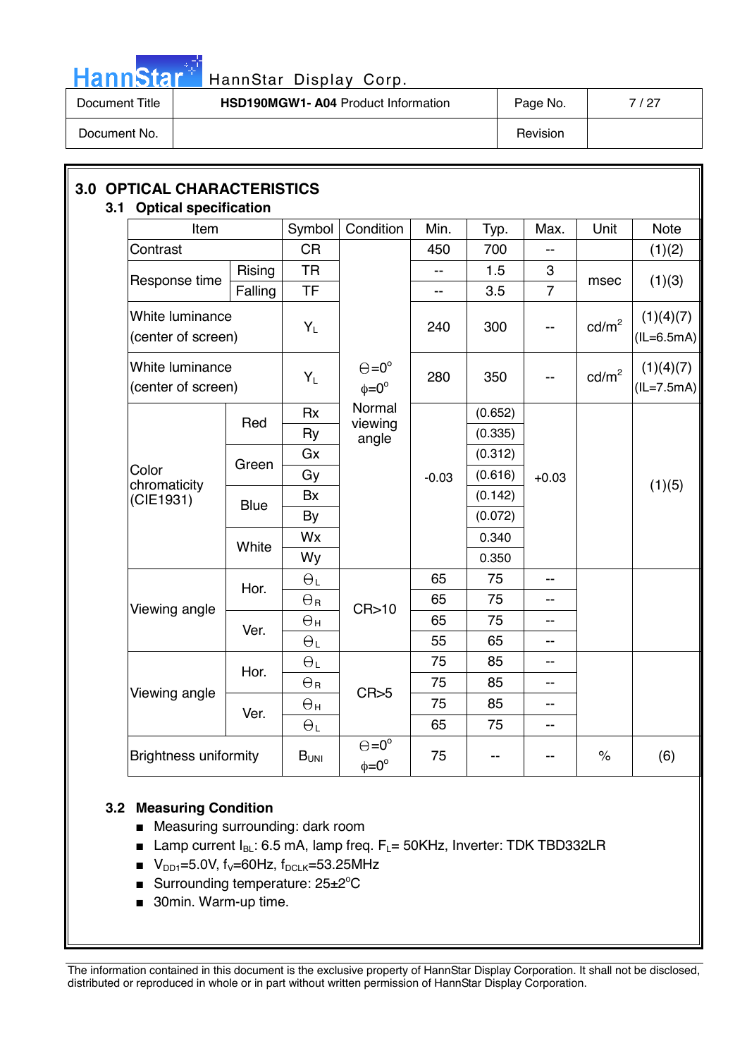## 3.0 OPTICAL CHARACTERISTICS

### 3.1 Optical specification

| Item | | Symbol | Condition | Min. | Typ. | Max. | Unit | Note |
|---|---|---|---|---|---|---|---|---|
| Contrast | | CR | Θ=0°, φ=0°, Normal viewing angle | 450 | 700 | -- | | (1)(2) |
| Response time | Rising | TR | | -- | 1.5 | 3 | msec | (1)(3) |
| | Falling | TF | | -- | 3.5 | 7 | | |
| White luminance (center of screen) | | $Y_L$ | | 240 | 300 | -- | cd/m$^2$ | (1)(4)(7) (IL=6.5mA) |
| White luminance (center of screen) | | $Y_L$ | | 280 | 350 | -- | cd/m$^2$ | (1)(4)(7) (IL=7.5mA) |
| Color chromaticity (CIE1931) | Red | Rx | | -0.03 | (0.652) | +0.03 | | (1)(5) |
| | | Ry | | | (0.335) | | | |
| | Green | Gx | | | (0.312) | | | |
| | | Gy | | | (0.616) | | | |
| | Blue | Bx | | | (0.142) | | | |
| | | By | | | (0.072) | | | |
| | White | Wx | | | 0.340 | | | |
| | | Wy | | | 0.350 | | | |
| Viewing angle | Hor. | $\Theta_L$ | CR>10 | 65 | 75 | -- | | |
| | | $\Theta_R$ | | 65 | 75 | -- | | |
| | Ver. | $\Theta_H$ | | 65 | 75 | -- | | |
| | | $\Theta_L$ | | 55 | 65 | -- | | |
| Viewing angle | Hor. | $\Theta_L$ | CR>5 | 75 | 85 | -- | | |
| | | $\Theta_R$ | | 75 | 85 | -- | | |
| | Ver. | $\Theta_H$ | | 75 | 85 | -- | | |
| | | $\Theta_L$ | | 65 | 75 | -- | | |
| Brightness uniformity | | $B_{UNI}$ | Θ=0°, φ=0° | 75 | -- | -- | % | (6) |

### 3.2 Measuring Condition

- Measuring surrounding: dark room
- Lamp current $I_{BL}$: 6.5 mA, lamp freq. $F_L$= 50KHz, Inverter: TDK TBD332LR
- $V_{DD1}$=5.0V, $f_V$=60Hz, $f_{DCLK}$=53.25MHz
- Surrounding temperature: 25±2°C
- 30min. Warm-up time.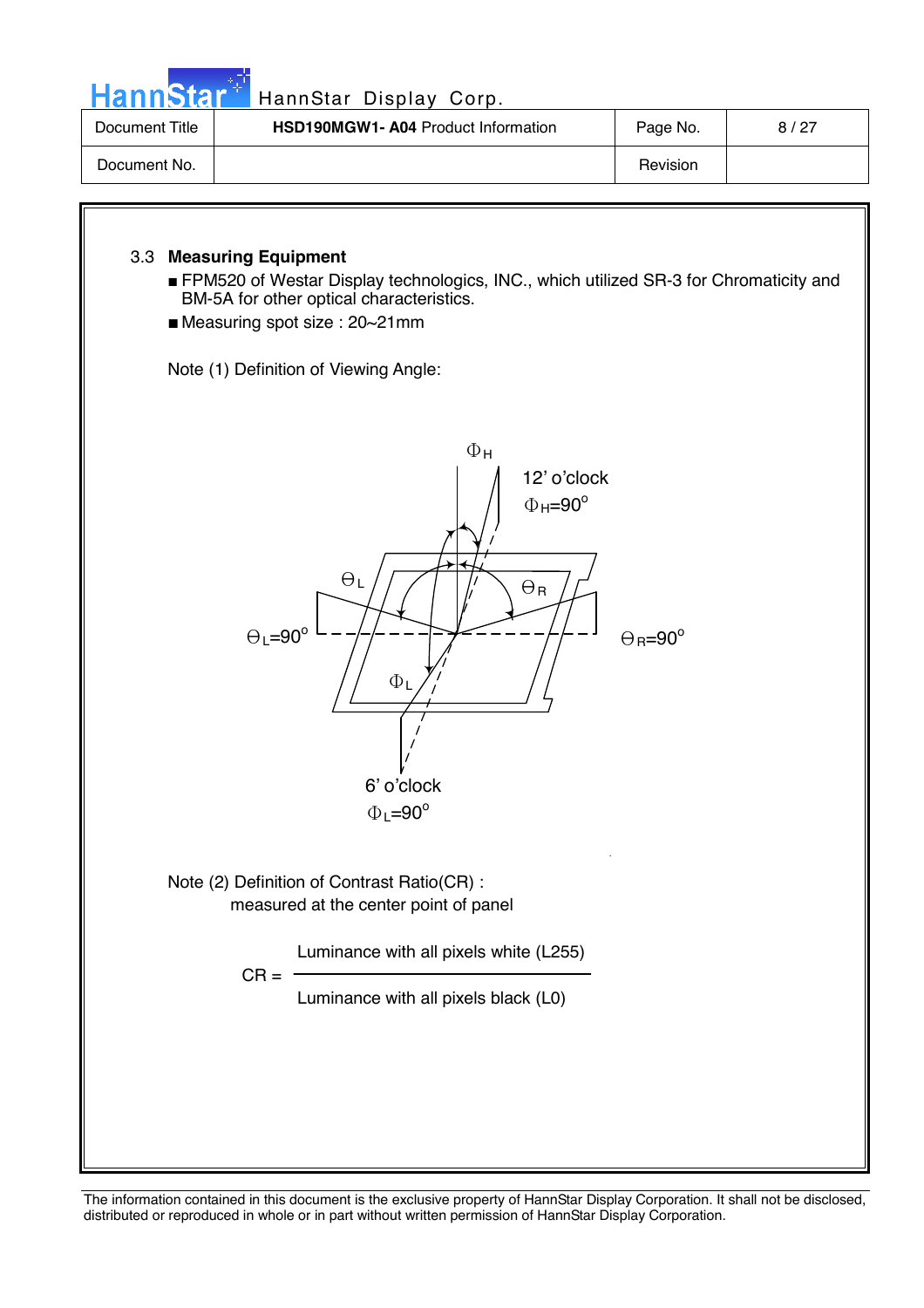### 3.3 **Measuring Equipment**

- FPM520 of Westar Display technologics, INC., which utilized SR-3 for Chromaticity and BM-5A for other optical characteristics.
- Measuring spot size : 20~21mm

Note (1) Definition of Viewing Angle:

$\Phi_H$

12' o'clock
$\Phi_H=90^o$

$\Theta_L$ $\Theta_R$

$\Theta_L=90^o$ $\Theta_R=90^o$

$\Phi_L$

6' o'clock
$\Phi_L=90^o$

Note (2) Definition of Contrast Ratio(CR) :
measured at the center point of panel

$$CR = \frac{\text{Luminance with all pixels white (L255)}}{\text{Luminance with all pixels black (L0)}}$$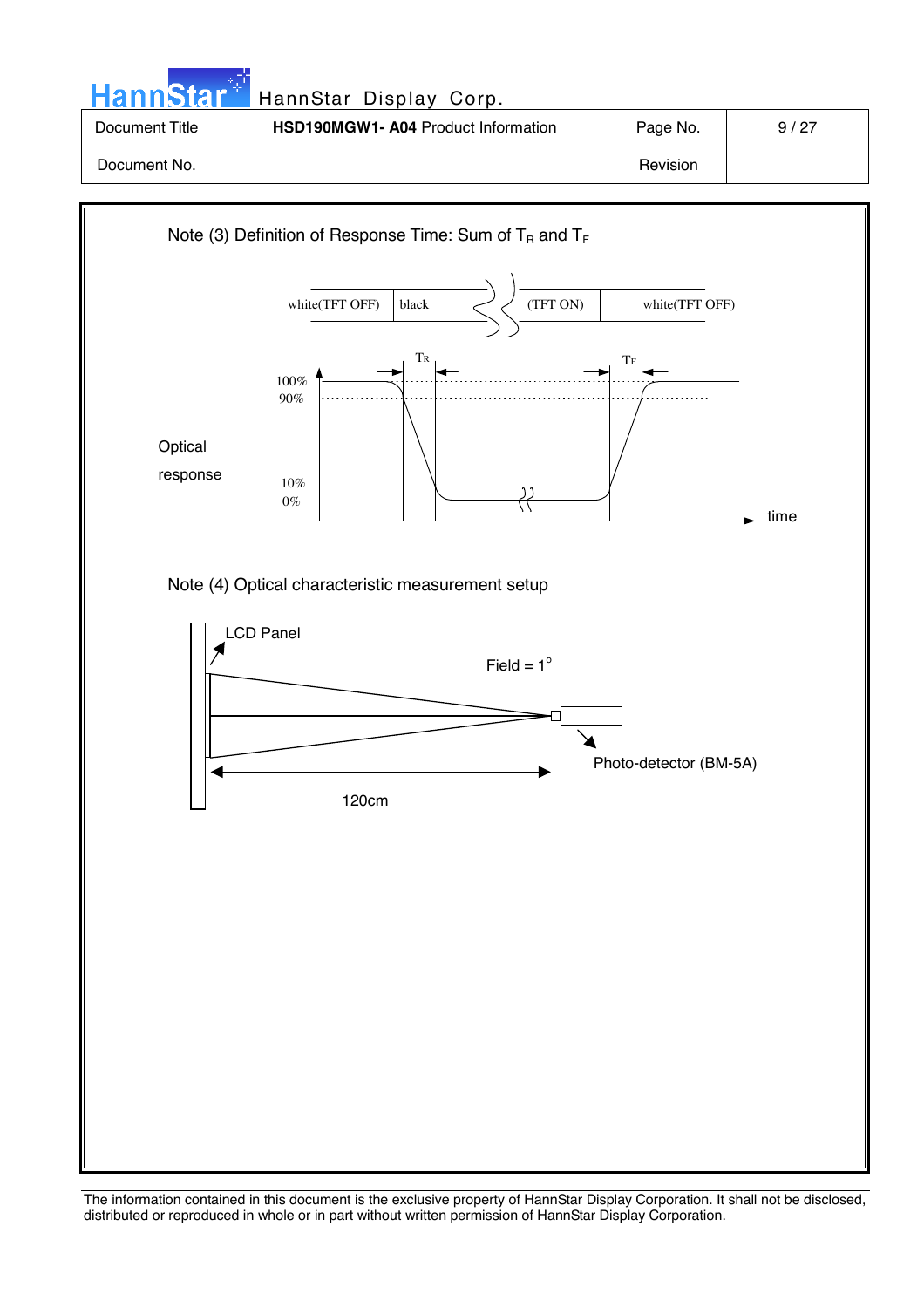Note (3) Definition of Response Time: Sum of $T_R$ and $T_F$

white(TFT OFF) | black | (TFT ON) | white(TFT OFF)

$T_R$ $T_F$

100%
90%

Optical response

10%
0%

time

Note (4) Optical characteristic measurement setup

LCD Panel

Field = 1°

Photo-detector (BM-5A)

120cm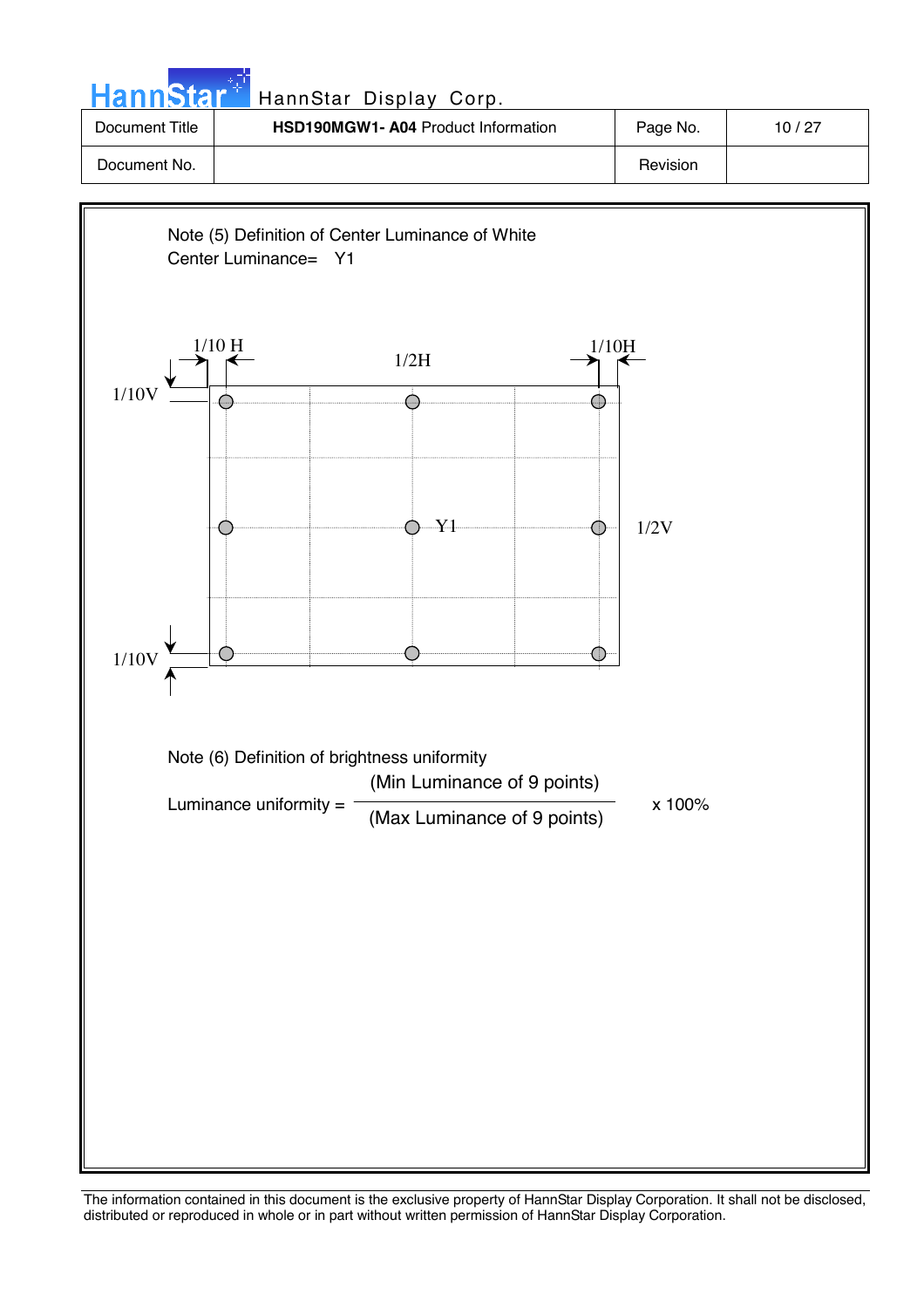Note (5) Definition of Center Luminance of White

Center Luminance= Y1

1/10 H  1/2H  1/10H

1/10V  Y1  1/2V

1/10V

Note (6) Definition of brightness uniformity

$$\text{Luminance uniformity} = \frac{\text{(Min Luminance of 9 points)}}{\text{(Max Luminance of 9 points)}} \times 100\%$$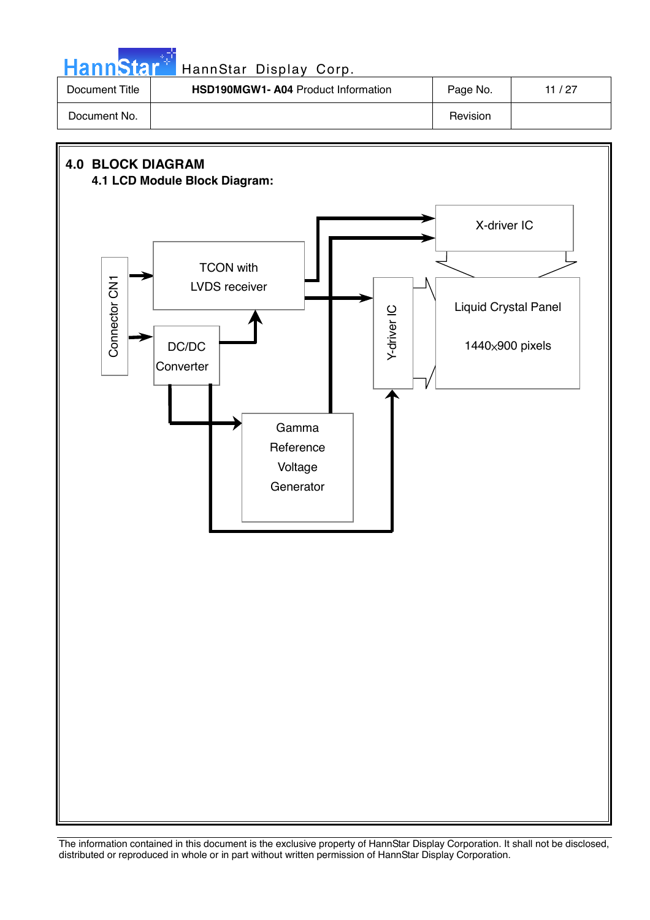## 4.0 BLOCK DIAGRAM

### 4.1 LCD Module Block Diagram:

Connector CN1

TCON with LVDS receiver

DC/DC Converter

X-driver IC

Y-driver IC

Liquid Crystal Panel

1440x900 pixels

Gamma Reference Voltage Generator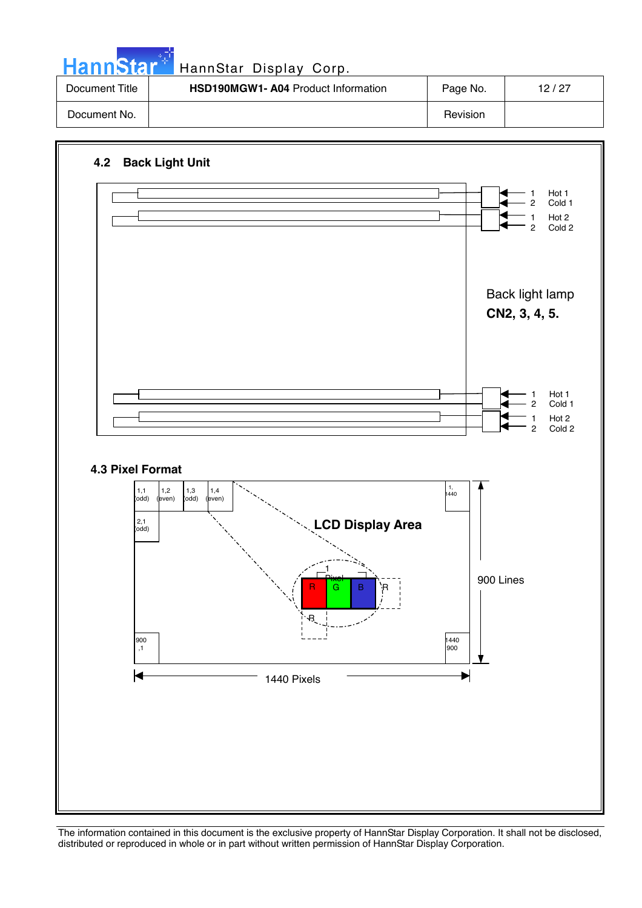## 4.2 Back Light Unit

| | | |
|---|---|---|
| 1 | Hot 1 | |
| 2 | Cold 1 | |
| 1 | Hot 2 | |
| 2 | Cold 2 | |

Back light lamp
**CN2, 3, 4, 5.**

| | | |
|---|---|---|
| 1 | Hot 1 | |
| 2 | Cold 1 | |
| 1 | Hot 2 | |
| 2 | Cold 2 | |

## 4.3 Pixel Format

1,1 (odd) | 1,2 (even) | 1,3 (odd) | 1,4 (even) | 1, 1440

2,1 (odd)

**LCD Display Area**

1 Pixel: R G B R

R

900 ,1 | 1440 900

900 Lines

1440 Pixels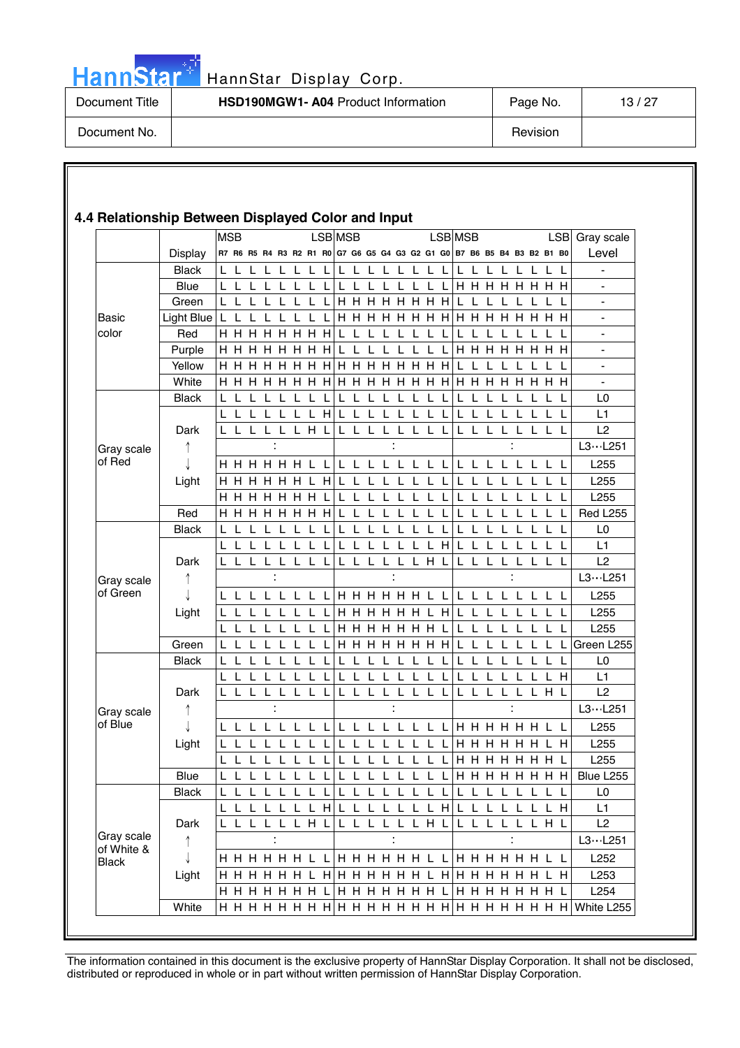## 4.4 Relationship Between Displayed Color and Input

| | Display | MSB R7 R6 R5 R4 R3 R2 R1 R0 LSB | MSB G7 G6 G5 G4 G3 G2 G1 G0 LSB | MSB B7 B6 B5 B4 B3 B2 B1 B0 LSB | Gray scale Level |
|---|---|---|---|---|---|
| Basic color | Black | L L L L L L L L | L L L L L L L L | L L L L L L L L | - |
| | Blue | L L L L L L L L | L L L L L L L L | H H H H H H H H | - |
| | Green | L L L L L L L L | H H H H H H H H | L L L L L L L L | - |
| | Light Blue | L L L L L L L L | H H H H H H H H | H H H H H H H H | - |
| | Red | H H H H H H H H | L L L L L L L L | L L L L L L L L | - |
| | Purple | H H H H H H H H | L L L L L L L L | H H H H H H H H | - |
| | Yellow | H H H H H H H H | H H H H H H H H | L L L L L L L L | - |
| | White | H H H H H H H H | H H H H H H H H | H H H H H H H H | - |
| Gray scale of Red | Black | L L L L L L L L | L L L L L L L L | L L L L L L L L | L0 |
| | | L L L L L L L H | L L L L L L L L | L L L L L L L L | L1 |
| | Dark | L L L L L L H L | L L L L L L L L | L L L L L L L L | L2 |
| | ↑ | : | : | : | L3…L251 |
| | ↓ | H H H H H H L L | L L L L L L L L | L L L L L L L L | L255 |
| | Light | H H H H H H L H | L L L L L L L L | L L L L L L L L | L255 |
| | | H H H H H H H L | L L L L L L L L | L L L L L L L L | L255 |
| | Red | H H H H H H H H | L L L L L L L L | L L L L L L L L | Red L255 |
| Gray scale of Green | Black | L L L L L L L L | L L L L L L L L | L L L L L L L L | L0 |
| | | L L L L L L L L | L L L L L L L H | L L L L L L L L | L1 |
| | Dark | L L L L L L L L | L L L L L L H L | L L L L L L L L | L2 |
| | ↑ | : | : | : | L3…L251 |
| | ↓ | L L L L L L L L | H H H H H H L L | L L L L L L L L | L255 |
| | Light | L L L L L L L L | H H H H H H L H | L L L L L L L L | L255 |
| | | L L L L L L L L | H H H H H H H L | L L L L L L L L | L255 |
| | Green | L L L L L L L L | H H H H H H H H | L L L L L L L L | Green L255 |
| Gray scale of Blue | Black | L L L L L L L L | L L L L L L L L | L L L L L L L L | L0 |
| | | L L L L L L L L | L L L L L L L L | L L L L L L L H | L1 |
| | Dark | L L L L L L L L | L L L L L L L L | L L L L L L H L | L2 |
| | ↑ | : | : | : | L3…L251 |
| | ↓ | L L L L L L L L | L L L L L L L L | H H H H H H L L | L255 |
| | Light | L L L L L L L L | L L L L L L L L | H H H H H H L H | L255 |
| | | L L L L L L L L | L L L L L L L L | H H H H H H H L | L255 |
| | Blue | L L L L L L L L | L L L L L L L L | H H H H H H H H | Blue L255 |
| Gray scale of White & Black | Black | L L L L L L L L | L L L L L L L L | L L L L L L L L | L0 |
| | | L L L L L L L H | L L L L L L L H | L L L L L L L H | L1 |
| | Dark | L L L L L L H L | L L L L L L H L | L L L L L L H L | L2 |
| | ↑ | : | : | : | L3…L251 |
| | ↓ | H H H H H H L L | H H H H H H L L | H H H H H H L L | L252 |
| | Light | H H H H H H L H | H H H H H H L H | H H H H H H L H | L253 |
| | | H H H H H H H L | H H H H H H H L | H H H H H H H L | L254 |
| | White | H H H H H H H H | H H H H H H H H | H H H H H H H H | White L255 |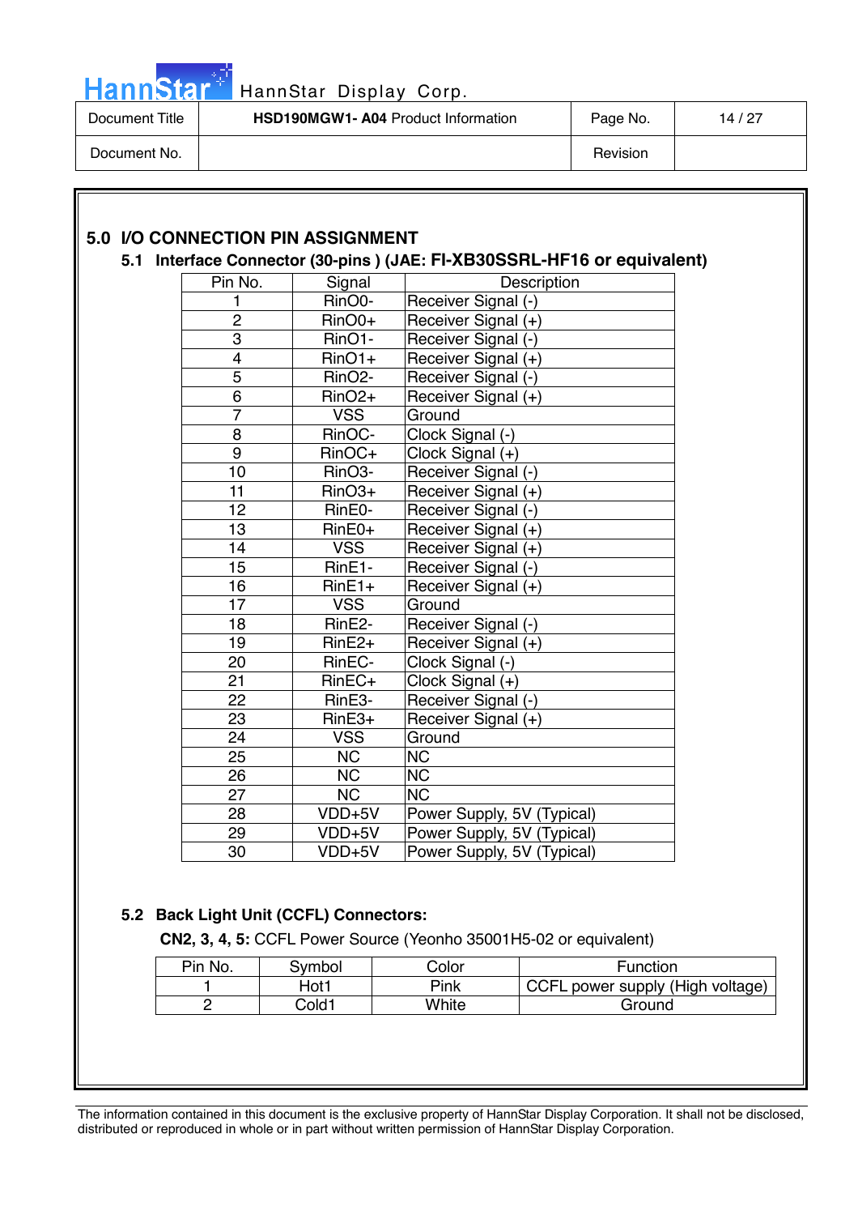## 5.0 I/O CONNECTION PIN ASSIGNMENT

### 5.1 Interface Connector (30-pins ) (JAE: FI-XB30SSRL-HF16 or equivalent)

| Pin No. | Signal | Description |
|---|---|---|
| 1 | RinO0- | Receiver Signal (-) |
| 2 | RinO0+ | Receiver Signal (+) |
| 3 | RinO1- | Receiver Signal (-) |
| 4 | RinO1+ | Receiver Signal (+) |
| 5 | RinO2- | Receiver Signal (-) |
| 6 | RinO2+ | Receiver Signal (+) |
| 7 | VSS | Ground |
| 8 | RinOC- | Clock Signal (-) |
| 9 | RinOC+ | Clock Signal (+) |
| 10 | RinO3- | Receiver Signal (-) |
| 11 | RinO3+ | Receiver Signal (+) |
| 12 | RinE0- | Receiver Signal (-) |
| 13 | RinE0+ | Receiver Signal (+) |
| 14 | VSS | Receiver Signal (+) |
| 15 | RinE1- | Receiver Signal (-) |
| 16 | RinE1+ | Receiver Signal (+) |
| 17 | VSS | Ground |
| 18 | RinE2- | Receiver Signal (-) |
| 19 | RinE2+ | Receiver Signal (+) |
| 20 | RinEC- | Clock Signal (-) |
| 21 | RinEC+ | Clock Signal (+) |
| 22 | RinE3- | Receiver Signal (-) |
| 23 | RinE3+ | Receiver Signal (+) |
| 24 | VSS | Ground |
| 25 | NC | NC |
| 26 | NC | NC |
| 27 | NC | NC |
| 28 | VDD+5V | Power Supply, 5V (Typical) |
| 29 | VDD+5V | Power Supply, 5V (Typical) |
| 30 | VDD+5V | Power Supply, 5V (Typical) |

### 5.2 Back Light Unit (CCFL) Connectors:

**CN2, 3, 4, 5:** CCFL Power Source (Yeonho 35001H5-02 or equivalent)

| Pin No. | Symbol | Color | Function |
|---|---|---|---|
| 1 | Hot1 | Pink | CCFL power supply (High voltage) |
| 2 | Cold1 | White | Ground |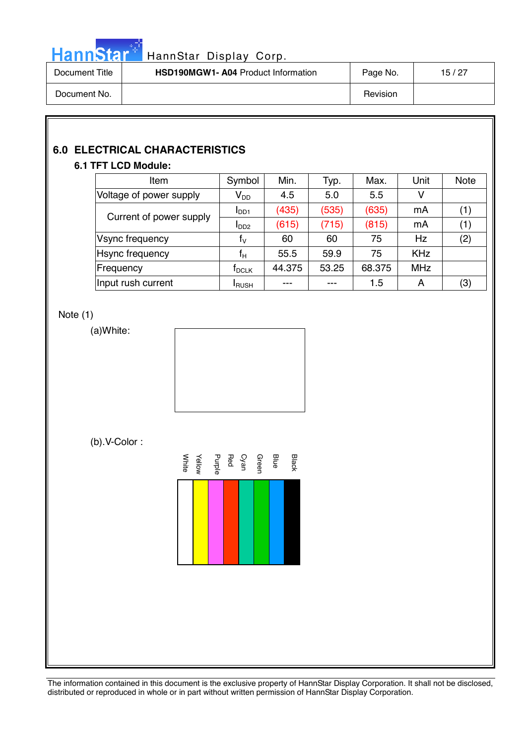## 6.0 ELECTRICAL CHARACTERISTICS

### 6.1 TFT LCD Module:

| Item | Symbol | Min. | Typ. | Max. | Unit | Note |
|---|---|---|---|---|---|---|
| Voltage of power supply | $V_{DD}$ | 4.5 | 5.0 | 5.5 | V | |
| Current of power supply | $I_{DD1}$ | (435) | (535) | (635) | mA | (1) |
| | $I_{DD2}$ | (615) | (715) | (815) | mA | (1) |
| Vsync frequency | $f_V$ | 60 | 60 | 75 | Hz | (2) |
| Hsync frequency | $f_H$ | 55.5 | 59.9 | 75 | KHz | |
| Frequency | $f_{DCLK}$ | 44.375 | 53.25 | 68.375 | MHz | |
| Input rush current | $I_{RUSH}$ | --- | --- | 1.5 | A | (3) |

Note (1)

(a)White:

(b).V-Color :

White Yellow Purple Red Cyan Green Blue Black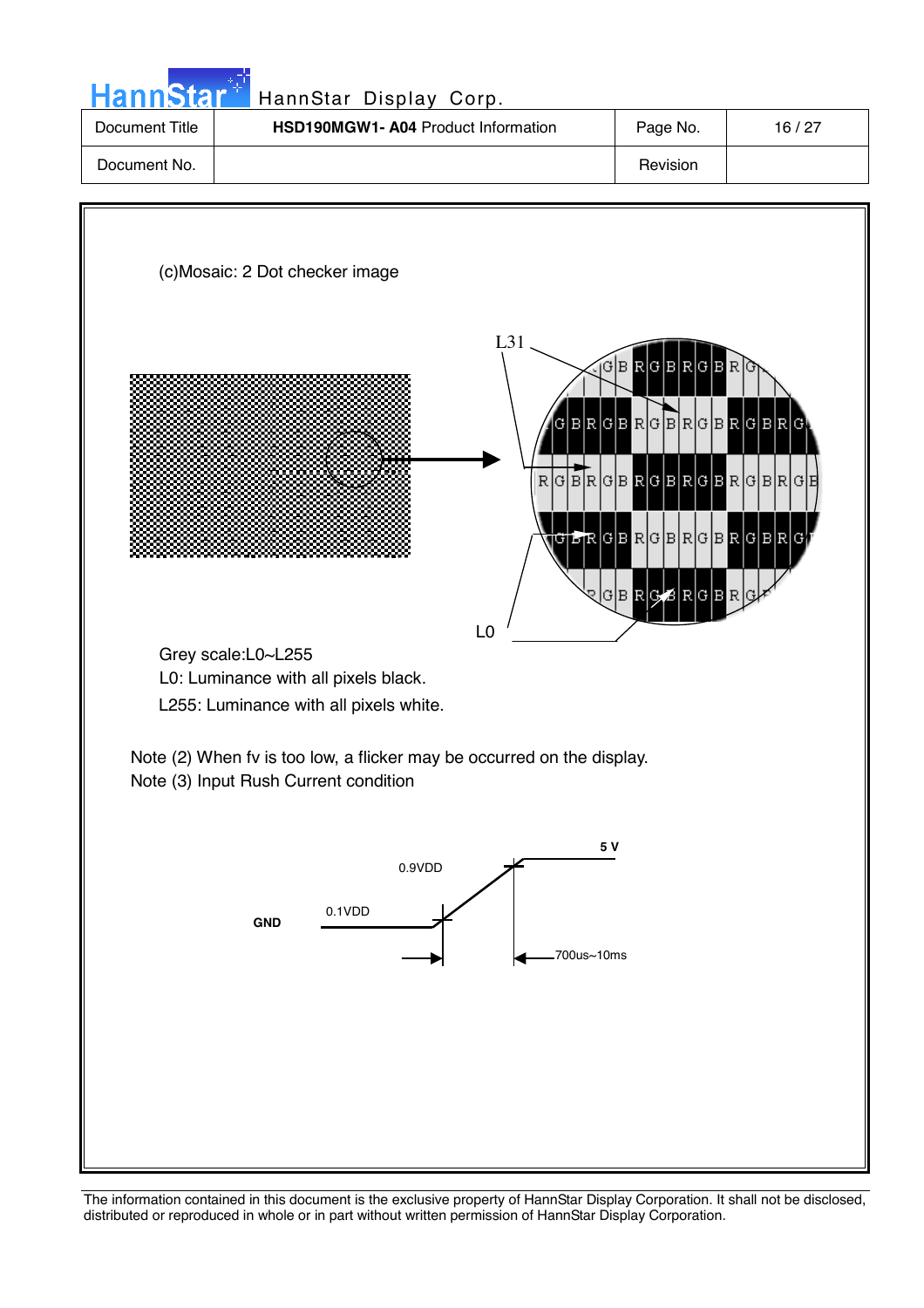| Document Title | HSD190MGW1- A04 Product Information | Page No. | 16 / 27 |
| --- | --- | --- | --- |
| Document No. | | Revision | |

(c)Mosaic: 2 Dot checker image

Grey scale:L0~L255

L0: Luminance with all pixels black.

L255: Luminance with all pixels white.

Note (2) When fv is too low, a flicker may be occurred on the display.

Note (3) Input Rush Current condition

The information contained in this document is the exclusive property of HannStar Display Corporation. It shall not be disclosed, distributed or reproduced in whole or in part without written permission of HannStar Display Corporation.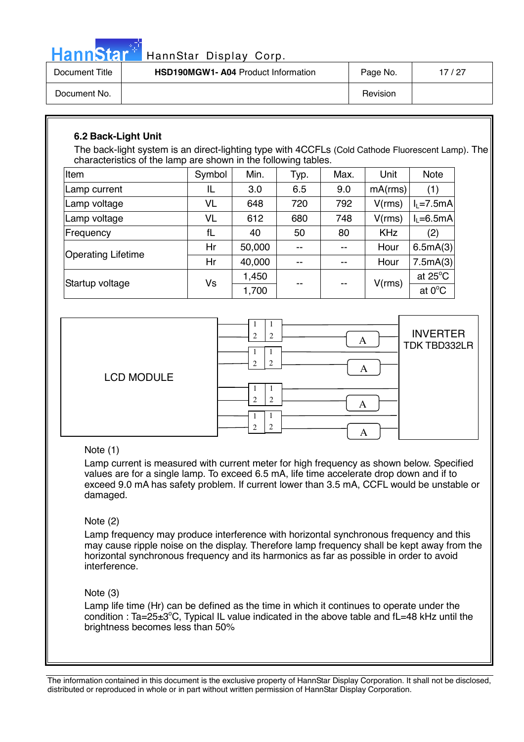### 6.2 Back-Light Unit

The back-light system is an direct-lighting type with 4CCFLs (Cold Cathode Fluorescent Lamp). The characteristics of the lamp are shown in the following tables.

| Item | Symbol | Min. | Typ. | Max. | Unit | Note |
|---|---|---|---|---|---|---|
| Lamp current | IL | 3.0 | 6.5 | 9.0 | mA(rms) | (1) |
| Lamp voltage | VL | 648 | 720 | 792 | V(rms) | $I_L$=7.5mA |
| Lamp voltage | VL | 612 | 680 | 748 | V(rms) | $I_L$=6.5mA |
| Frequency | fL | 40 | 50 | 80 | KHz | (2) |
| Operating Lifetime | Hr | 50,000 | -- | -- | Hour | 6.5mA(3) |
| | Hr | 40,000 | -- | -- | Hour | 7.5mA(3) |
| Startup voltage | Vs | 1,450 | -- | -- | V(rms) | at 25°C |
| | | 1,700 | | | | at 0°C |

LCD MODULE

INVERTER TDK TBD332LR

Note (1)

Lamp current is measured with current meter for high frequency as shown below. Specified values are for a single lamp. To exceed 6.5 mA, life time accelerate drop down and if to exceed 9.0 mA has safety problem. If current lower than 3.5 mA, CCFL would be unstable or damaged.

Note (2)

Lamp frequency may produce interference with horizontal synchronous frequency and this may cause ripple noise on the display. Therefore lamp frequency shall be kept away from the horizontal synchronous frequency and its harmonics as far as possible in order to avoid interference.

Note (3)

Lamp life time (Hr) can be defined as the time in which it continues to operate under the condition : Ta=25±3°C, Typical IL value indicated in the above table and fL=48 kHz until the brightness becomes less than 50%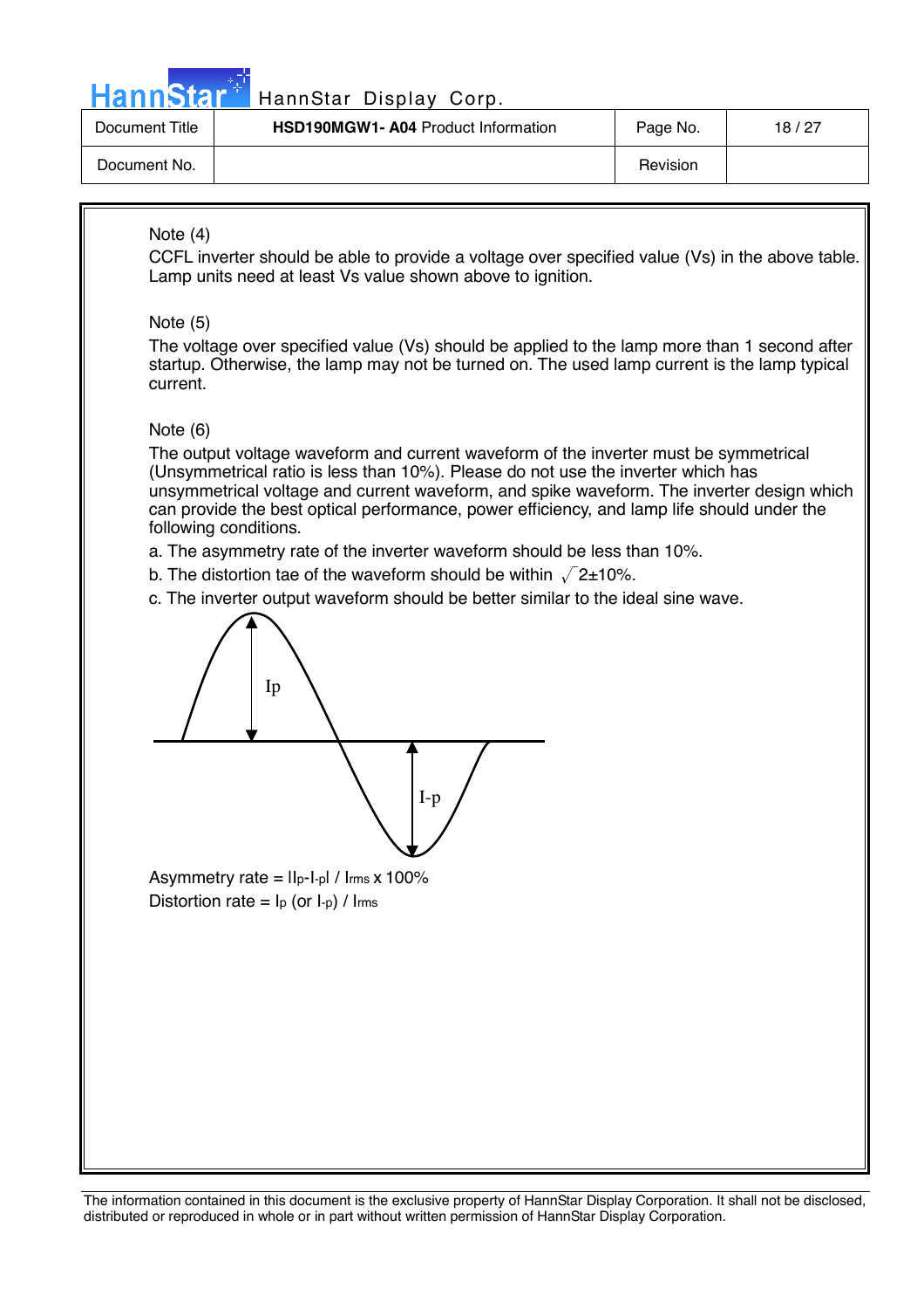Note (4)

CCFL inverter should be able to provide a voltage over specified value (Vs) in the above table. Lamp units need at least Vs value shown above to ignition.

Note (5)

The voltage over specified value (Vs) should be applied to the lamp more than 1 second after startup. Otherwise, the lamp may not be turned on. The used lamp current is the lamp typical current.

Note (6)

The output voltage waveform and current waveform of the inverter must be symmetrical (Unsymmetrical ratio is less than 10%). Please do not use the inverter which has unsymmetrical voltage and current waveform, and spike waveform. The inverter design which can provide the best optical performance, power efficiency, and lamp life should under the following conditions.

a. The asymmetry rate of the inverter waveform should be less than 10%.

b. The distortion tae of the waveform should be within $\sqrt{2}\pm10\%$.

c. The inverter output waveform should be better similar to the ideal sine wave.

Ip

I-p

Asymmetry rate = $|I_p - I_{-p}| / I_{rms} \times 100\%$

Distortion rate = $I_p$ (or $I_{-p}$) / $I_{rms}$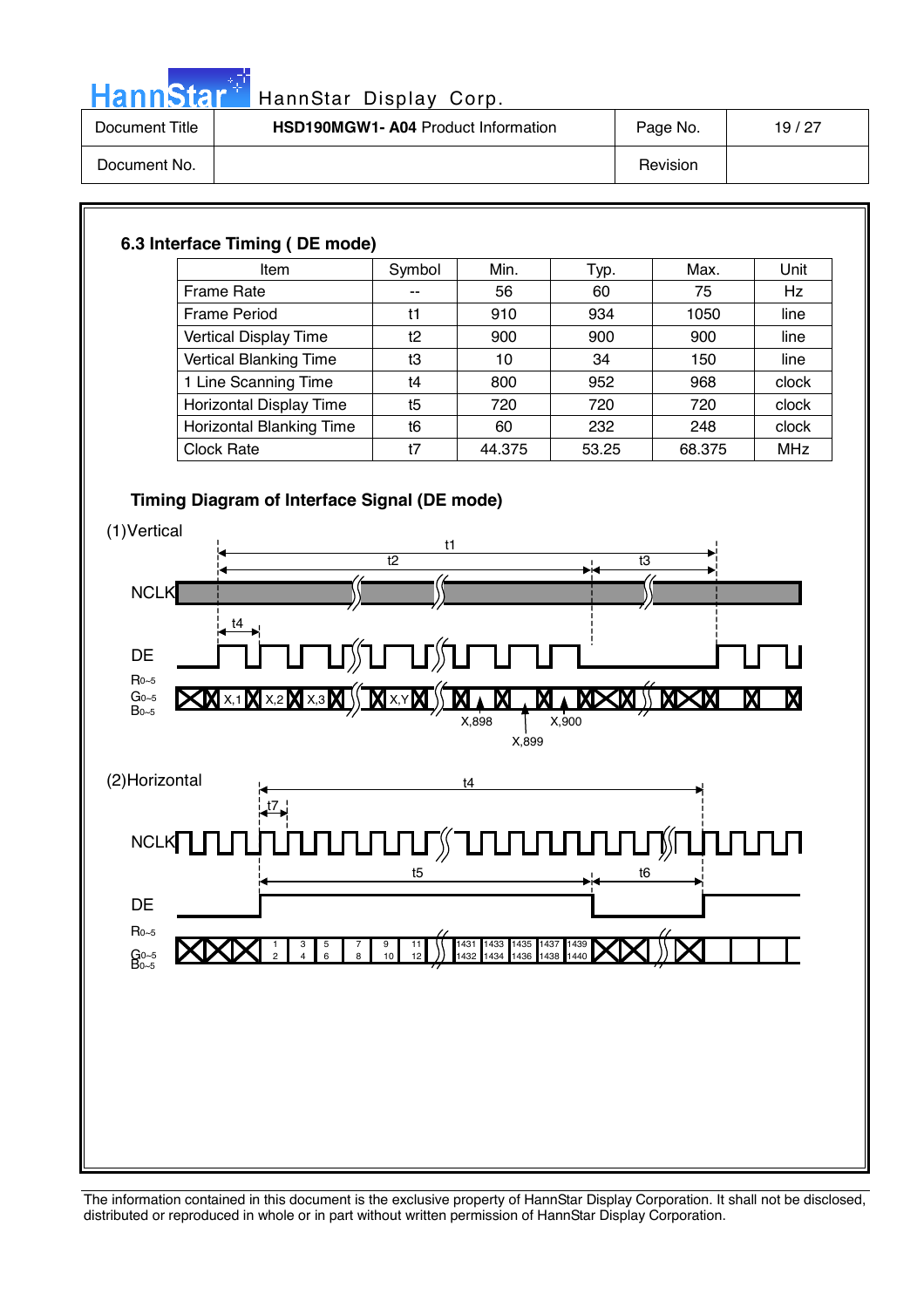### 6.3 Interface Timing ( DE mode)

| Item | Symbol | Min. | Typ. | Max. | Unit |
|---|---|---|---|---|---|
| Frame Rate | -- | 56 | 60 | 75 | Hz |
| Frame Period | t1 | 910 | 934 | 1050 | line |
| Vertical Display Time | t2 | 900 | 900 | 900 | line |
| Vertical Blanking Time | t3 | 10 | 34 | 150 | line |
| 1 Line Scanning Time | t4 | 800 | 952 | 968 | clock |
| Horizontal Display Time | t5 | 720 | 720 | 720 | clock |
| Horizontal Blanking Time | t6 | 60 | 232 | 248 | clock |
| Clock Rate | t7 | 44.375 | 53.25 | 68.375 | MHz |

### Timing Diagram of Interface Signal (DE mode)

(1)Vertical

t1, t2, t3, t4

NCLK

DE

R0~5
G0~5
B0~5

X,1 X,2 X,3 X,Y X,898 X,899 X,900

(2)Horizontal

t4, t7, t5, t6

NCLK

DE

R0~5
G0~5
B0~5

1 2 3 4 5 6 7 8 9 10 11 12 1431 1432 1433 1434 1435 1436 1437 1438 1439 1440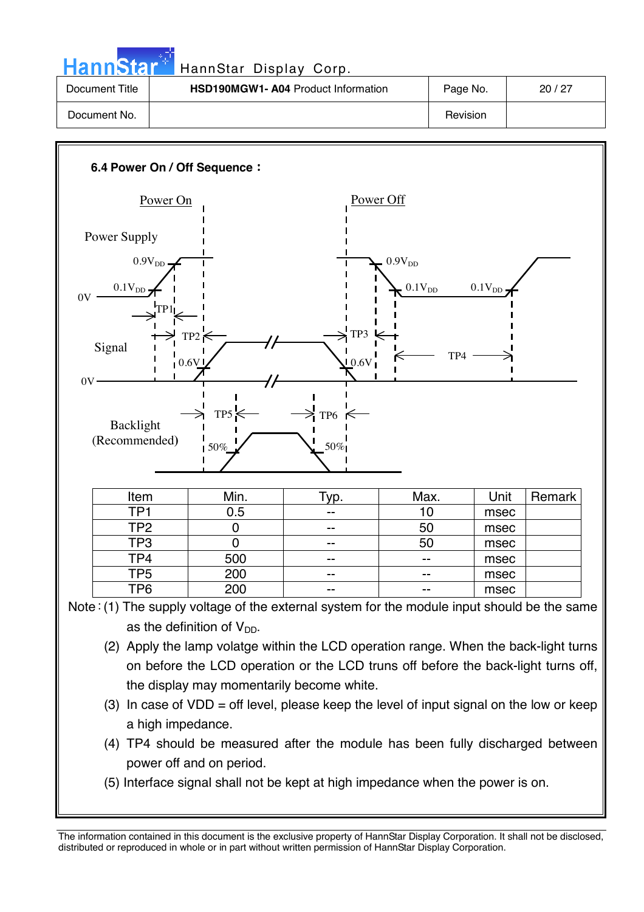### 6.4 Power On / Off Sequence：

| Item | Min. | Typ. | Max. | Unit | Remark |
|---|---|---|---|---|---|
| TP1 | 0.5 | -- | 10 | msec | |
| TP2 | 0 | -- | 50 | msec | |
| TP3 | 0 | -- | 50 | msec | |
| TP4 | 500 | -- | -- | msec | |
| TP5 | 200 | -- | -- | msec | |
| TP6 | 200 | -- | -- | msec | |

Note：(1) The supply voltage of the external system for the module input should be the same as the definition of $V_{DD}$.

(2) Apply the lamp volatge within the LCD operation range. When the back-light turns on before the LCD operation or the LCD truns off before the back-light turns off, the display may momentarily become white.

(3) In case of VDD = off level, please keep the level of input signal on the low or keep a high impedance.

(4) TP4 should be measured after the module has been fully discharged between power off and on period.

(5) Interface signal shall not be kept at high impedance when the power is on.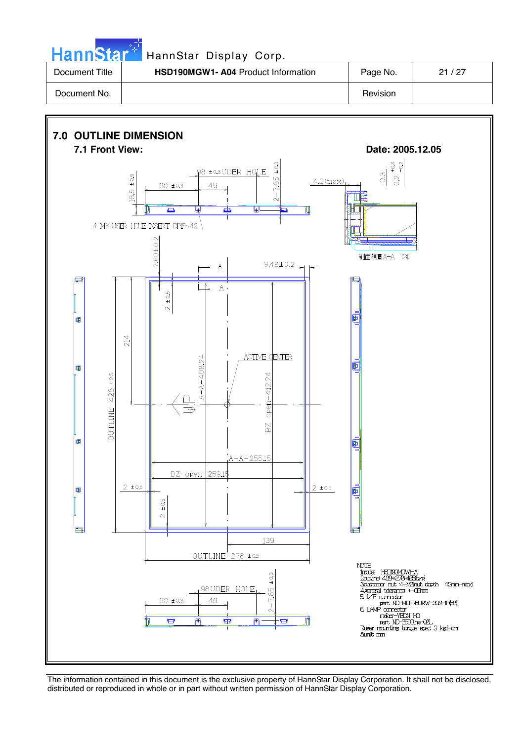| Document Title | HSD190MGW1- **A04** Product Information | Page No. | 21 / 27 |
|---|---|---|---|
| Document No. | | Revision | |

## 7.0 OUTLINE DIMENSION

### 7.1 Front View:

**Date: 2005.12.05**

NOTE:

1. model: HSD190MGW1-A
2. outline: 428×278×16.5(typ)
3. customer nut: 4-M3 nut depth: 4.0mm-max
4. general tolerance: +-0.5mm
5. I/F connector
   part: ND-MDF76JRW-30S-1H(55)
6. LAMP connector
   maker: YEON HO
   part: ND-35001hs-02L
7. user mounting torque spec: 3 kgf-cm
8. unit: mm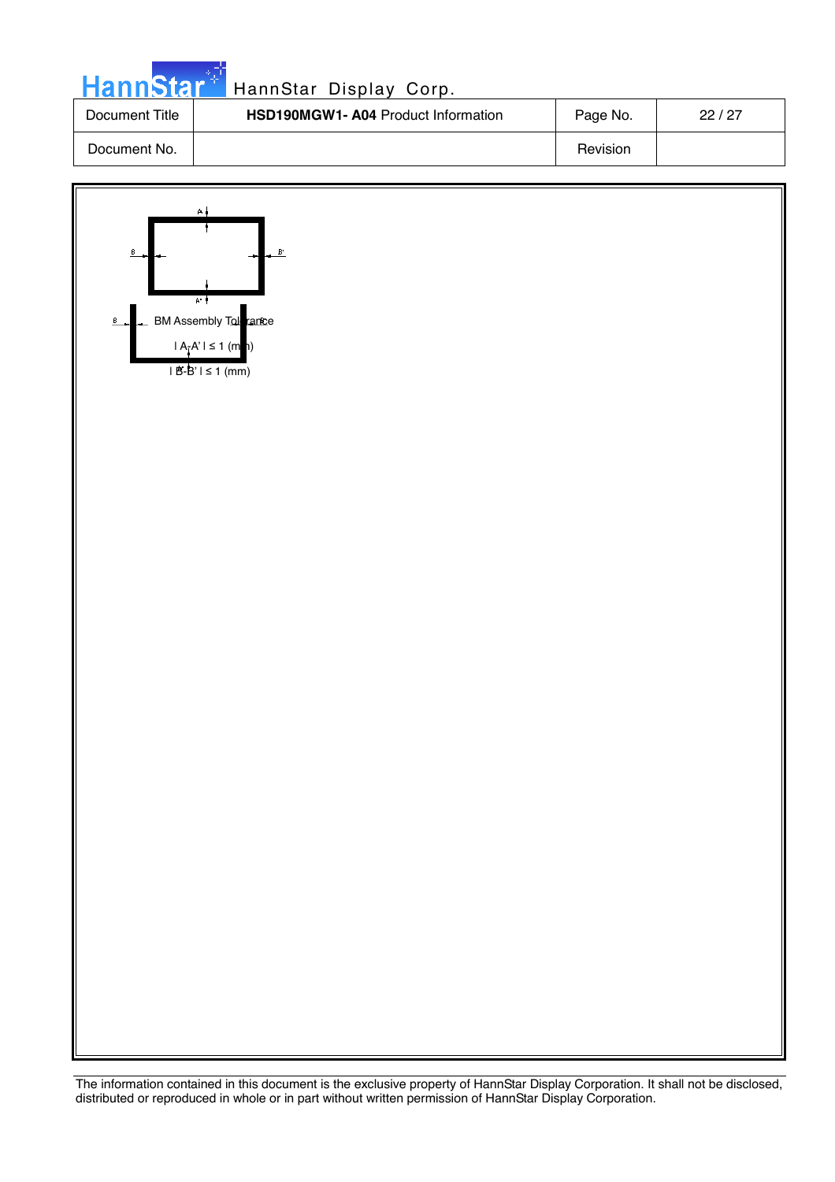BM Assembly Tolerance

| A-A' | ≤ 1 (mm)

| B-B' | ≤ 1 (mm)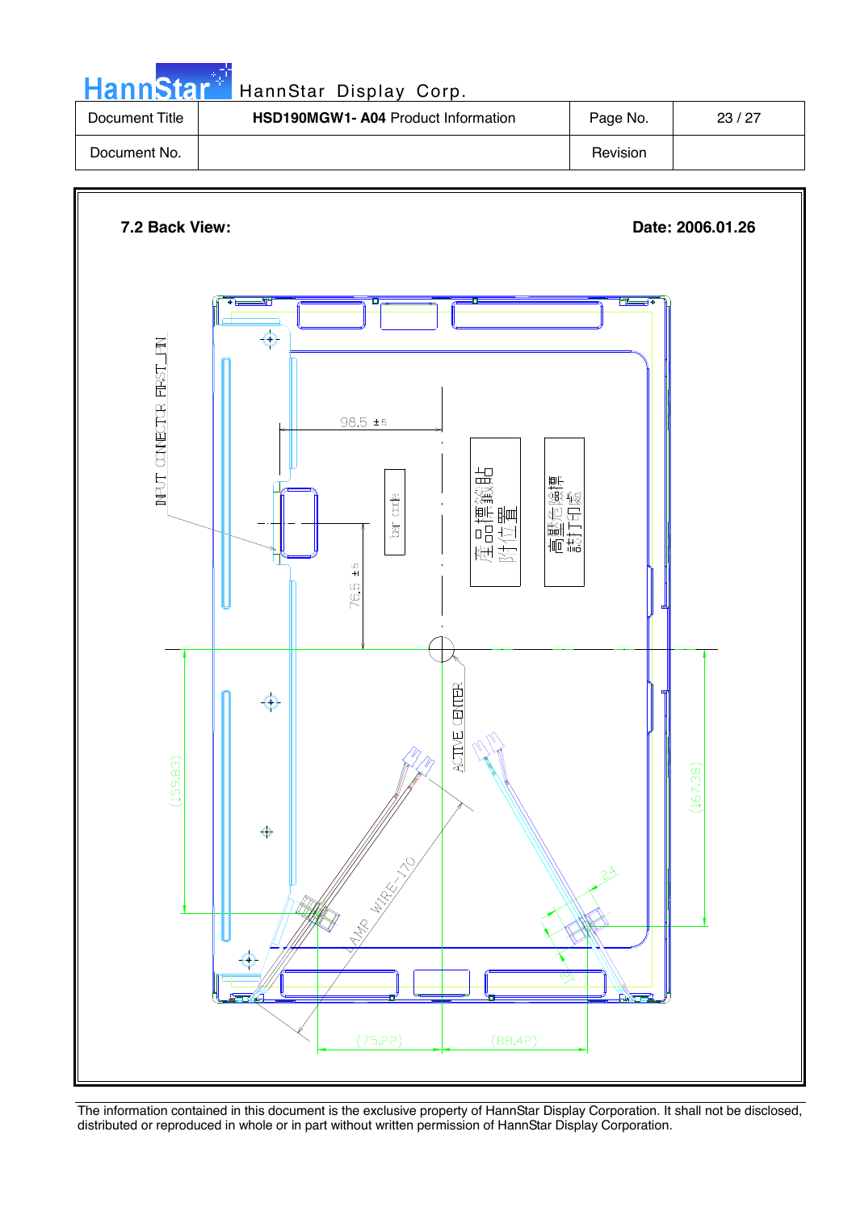**7.2 Back View:**

**Date: 2006.01.26**

INPUT CONNECTOR FIRST_PIN

98.5 ±5

76.5 ±5

bar code

產品標籤貼附位置

高壓危險標誌打印處

ACTIVE CENTER

LAMP WIRE-170

(159.83)

(167.38)

(75.22)

(88.42)

24

The information contained in this document is the exclusive property of HannStar Display Corporation. It shall not be disclosed, distributed or reproduced in whole or in part without written permission of HannStar Display Corporation.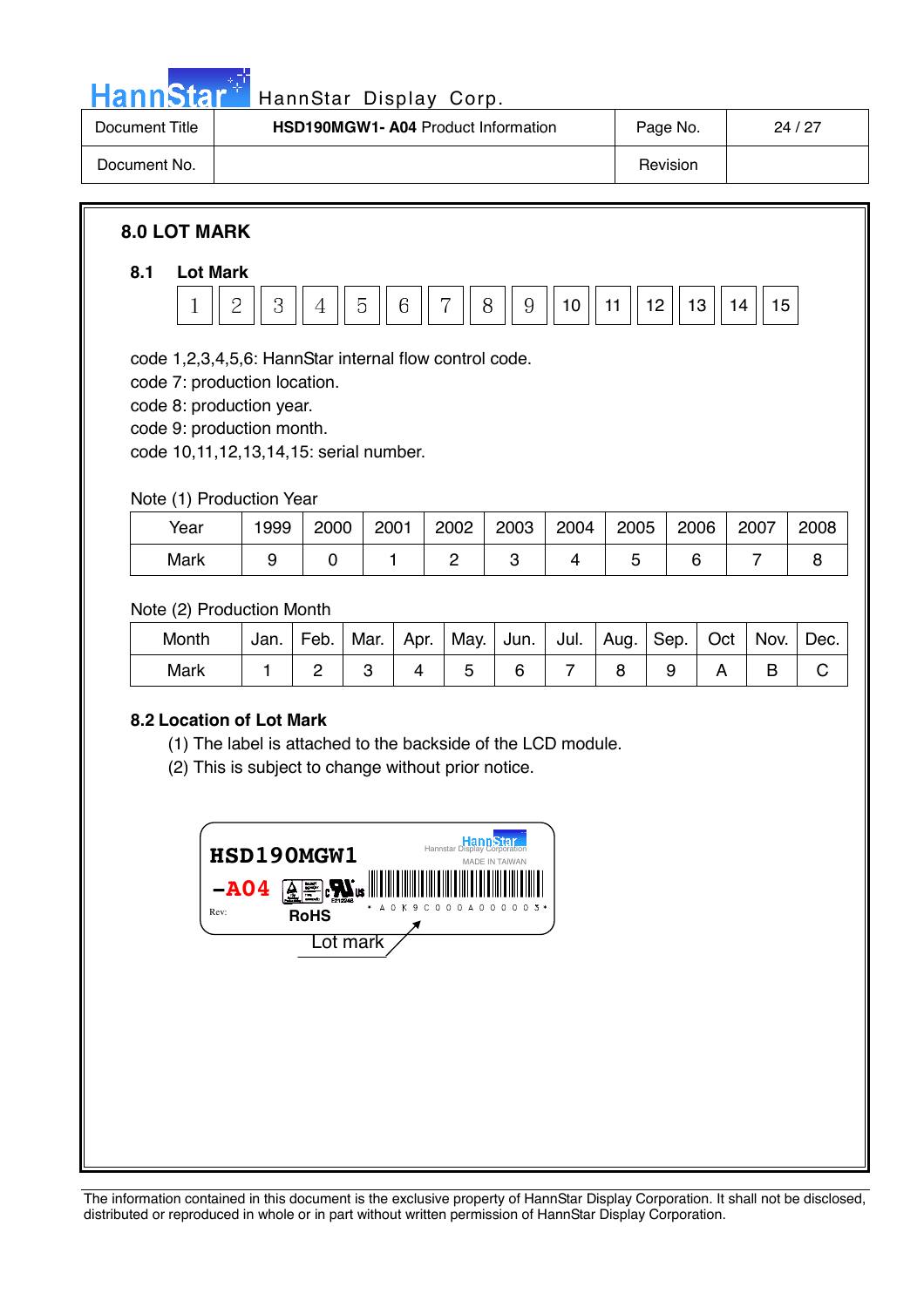## 8.0 LOT MARK

### 8.1 Lot Mark

| 1 | 2 | 3 | 4 | 5 | 6 | 7 | 8 | 9 | 10 | 11 | 12 | 13 | 14 | 15 |
|---|---|---|---|---|---|---|---|---|---|---|---|---|---|---|

code 1,2,3,4,5,6: HannStar internal flow control code.
code 7: production location.
code 8: production year.
code 9: production month.
code 10,11,12,13,14,15: serial number.

Note (1) Production Year

| Year | 1999 | 2000 | 2001 | 2002 | 2003 | 2004 | 2005 | 2006 | 2007 | 2008 |
|---|---|---|---|---|---|---|---|---|---|---|
| Mark | 9 | 0 | 1 | 2 | 3 | 4 | 5 | 6 | 7 | 8 |

Note (2) Production Month

| Month | Jan. | Feb. | Mar. | Apr. | May. | Jun. | Jul. | Aug. | Sep. | Oct | Nov. | Dec. |
|---|---|---|---|---|---|---|---|---|---|---|---|---|
| Mark | 1 | 2 | 3 | 4 | 5 | 6 | 7 | 8 | 9 | A | B | C |

### 8.2 Location of Lot Mark

(1) The label is attached to the backside of the LCD module.
(2) This is subject to change without prior notice.

HSD190MGW1
-A04
Rev:
RoHS
HannStar
Hannstar Display Corporation
MADE IN TAIWAN
\* A 0 K 9 C 0 0 0 A 0 0 0 0 0 3 \*

Lot mark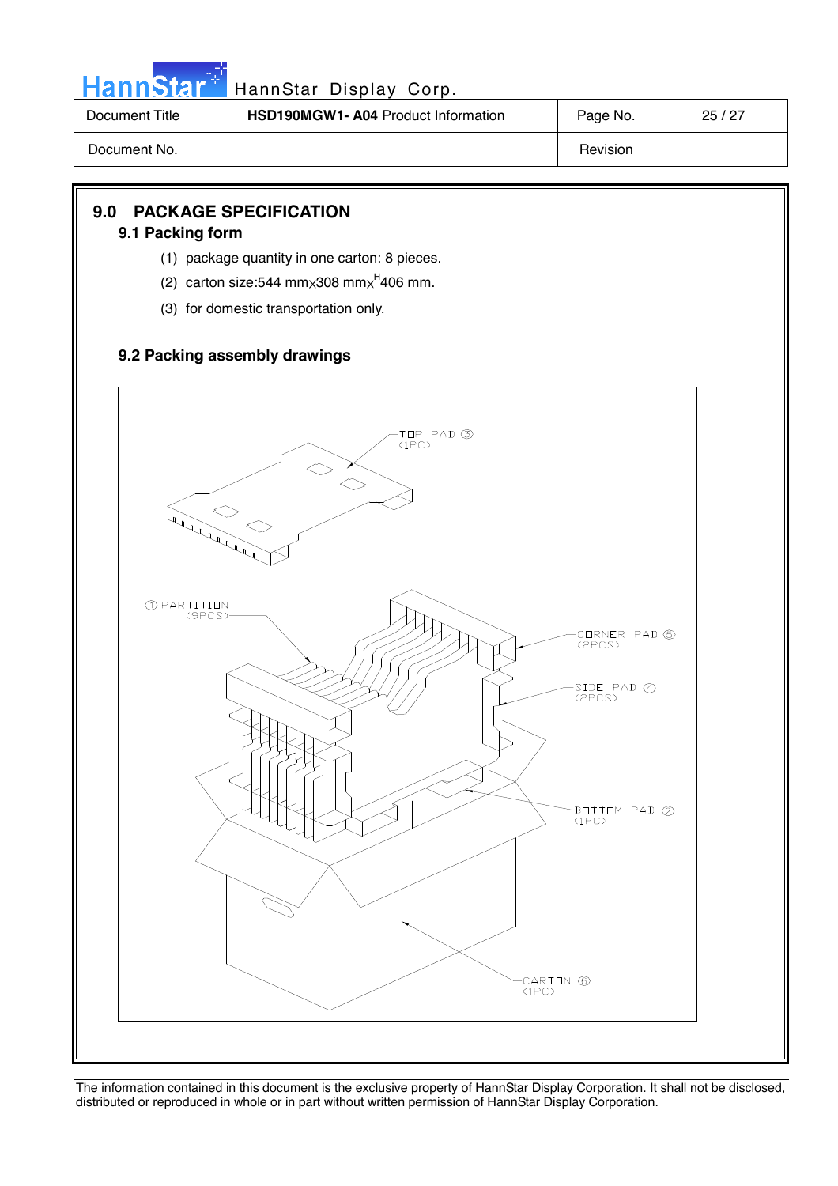## 9.0 PACKAGE SPECIFICATION

### 9.1 Packing form

(1) package quantity in one carton: 8 pieces.

(2) carton size:544 mmx308 mmx$^{H}$406 mm.

(3) for domestic transportation only.

### 9.2 Packing assembly drawings

TOP PAD ③ (1PC)

① PARTITION (9PCS)

CORNER PAD ⑤ (2PCS)

SIDE PAD ④ (2PCS)

BOTTOM PAD ② (1PC)

CARTON ⑥ (1PC)

The information contained in this document is the exclusive property of HannStar Display Corporation. It shall not be disclosed, distributed or reproduced in whole or in part without written permission of HannStar Display Corporation.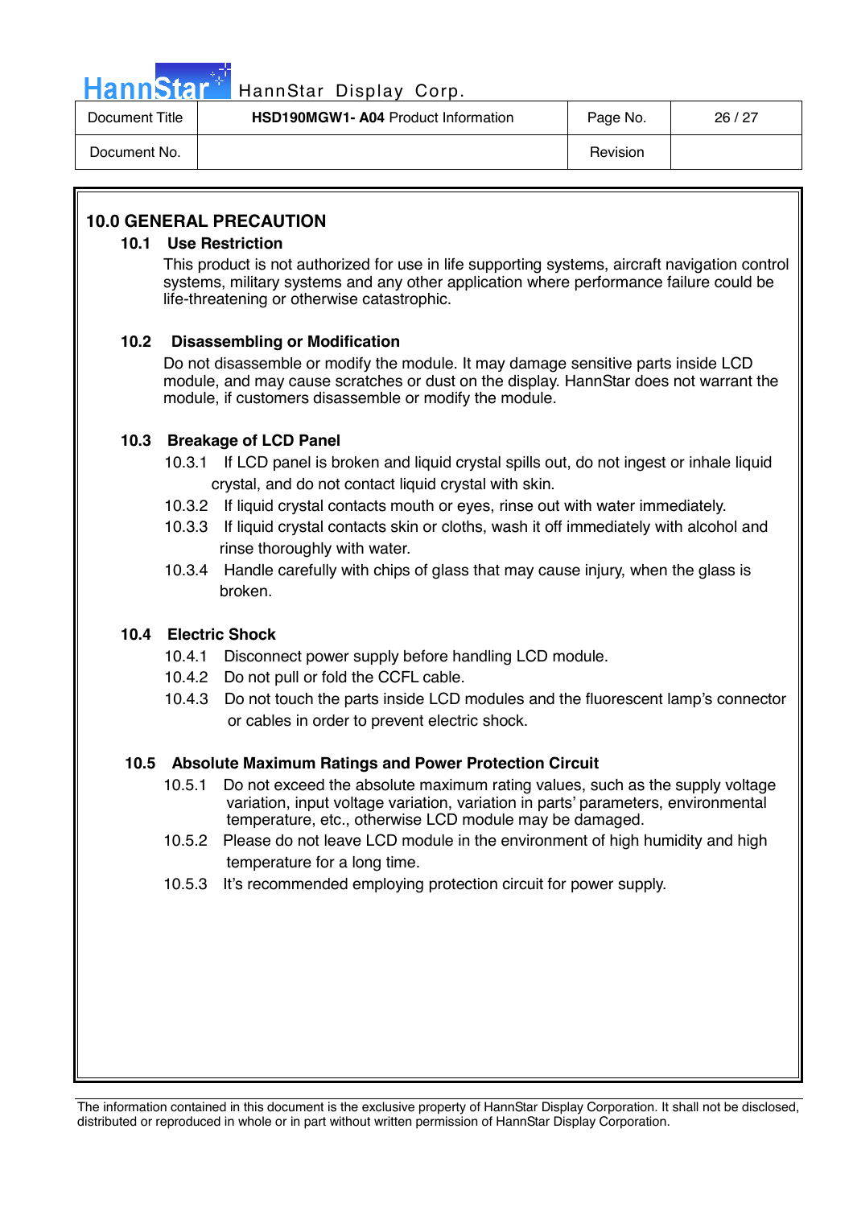## 10.0 GENERAL PRECAUTION

### 10.1 Use Restriction

This product is not authorized for use in life supporting systems, aircraft navigation control systems, military systems and any other application where performance failure could be life-threatening or otherwise catastrophic.

### 10.2 Disassembling or Modification

Do not disassemble or modify the module. It may damage sensitive parts inside LCD module, and may cause scratches or dust on the display. HannStar does not warrant the module, if customers disassemble or modify the module.

### 10.3 Breakage of LCD Panel

10.3.1 If LCD panel is broken and liquid crystal spills out, do not ingest or inhale liquid crystal, and do not contact liquid crystal with skin.

10.3.2 If liquid crystal contacts mouth or eyes, rinse out with water immediately.

10.3.3 If liquid crystal contacts skin or cloths, wash it off immediately with alcohol and rinse thoroughly with water.

10.3.4 Handle carefully with chips of glass that may cause injury, when the glass is broken.

### 10.4 Electric Shock

10.4.1 Disconnect power supply before handling LCD module.

10.4.2 Do not pull or fold the CCFL cable.

10.4.3 Do not touch the parts inside LCD modules and the fluorescent lamp's connector or cables in order to prevent electric shock.

### 10.5 Absolute Maximum Ratings and Power Protection Circuit

10.5.1 Do not exceed the absolute maximum rating values, such as the supply voltage variation, input voltage variation, variation in parts' parameters, environmental temperature, etc., otherwise LCD module may be damaged.

10.5.2 Please do not leave LCD module in the environment of high humidity and high temperature for a long time.

10.5.3 It's recommended employing protection circuit for power supply.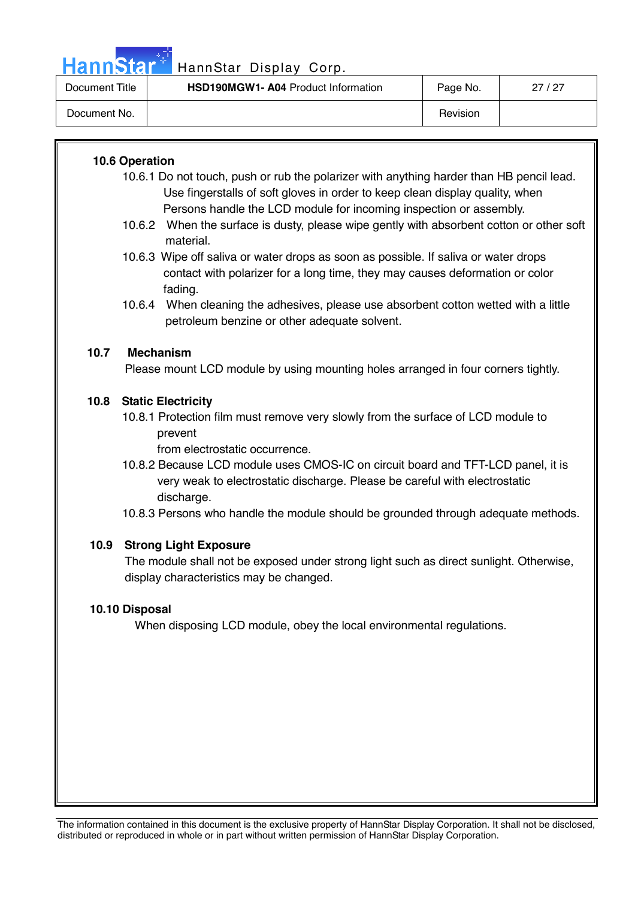### 10.6 Operation

10.6.1 Do not touch, push or rub the polarizer with anything harder than HB pencil lead. Use fingerstalls of soft gloves in order to keep clean display quality, when Persons handle the LCD module for incoming inspection or assembly.

10.6.2 When the surface is dusty, please wipe gently with absorbent cotton or other soft material.

10.6.3 Wipe off saliva or water drops as soon as possible. If saliva or water drops contact with polarizer for a long time, they may causes deformation or color fading.

10.6.4 When cleaning the adhesives, please use absorbent cotton wetted with a little petroleum benzine or other adequate solvent.

### 10.7 Mechanism

Please mount LCD module by using mounting holes arranged in four corners tightly.

### 10.8 Static Electricity

10.8.1 Protection film must remove very slowly from the surface of LCD module to prevent from electrostatic occurrence.

10.8.2 Because LCD module uses CMOS-IC on circuit board and TFT-LCD panel, it is very weak to electrostatic discharge. Please be careful with electrostatic discharge.

10.8.3 Persons who handle the module should be grounded through adequate methods.

### 10.9 Strong Light Exposure

The module shall not be exposed under strong light such as direct sunlight. Otherwise, display characteristics may be changed.

### 10.10 Disposal

When disposing LCD module, obey the local environmental regulations.